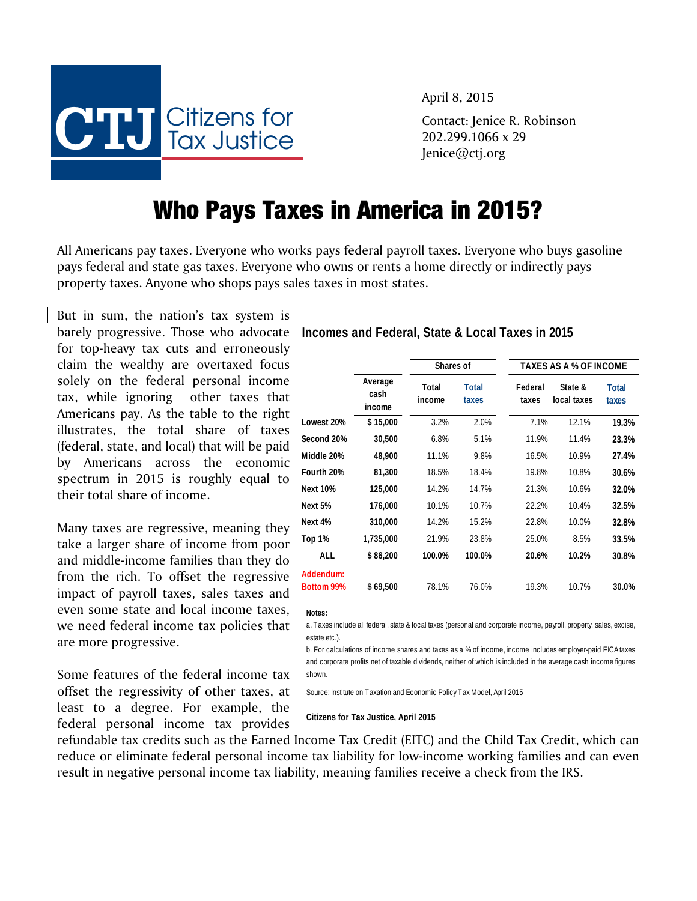Citizens for Tax Justice

April 8, 2015

Contact: Jenice R. Robinson
202.299.1066 x 29
Jenice@ctj.org

# Who Pays Taxes in America in 2015?

All Americans pay taxes. Everyone who works pays federal payroll taxes. Everyone who buys gasoline pays federal and state gas taxes. Everyone who owns or rents a home directly or indirectly pays property taxes. Anyone who shops pays sales taxes in most states.

But in sum, the nation's tax system is barely progressive. Those who advocate for top-heavy tax cuts and erroneously claim the wealthy are overtaxed focus solely on the federal personal income tax, while ignoring other taxes that Americans pay. As the table to the right illustrates, the total share of taxes (federal, state, and local) that will be paid by Americans across the economic spectrum in 2015 is roughly equal to their total share of income.

### Incomes and Federal, State & Local Taxes in 2015

| | Average cash income | Shares of | | TAXES AS A % OF INCOME | | |
|---|---|---|---|---|---|---|
| | | Total income | Total taxes | Federal taxes | State & local taxes | Total taxes |
| **Lowest 20%** | **$ 15,000** | 3.2% | 2.0% | 7.1% | 12.1% | **19.3%** |
| **Second 20%** | **30,500** | 6.8% | 5.1% | 11.9% | 11.4% | **23.3%** |
| **Middle 20%** | **48,900** | 11.1% | 9.8% | 16.5% | 10.9% | **27.4%** |
| **Fourth 20%** | **81,300** | 18.5% | 18.4% | 19.8% | 10.8% | **30.6%** |
| **Next 10%** | **125,000** | 14.2% | 14.7% | 21.3% | 10.6% | **32.0%** |
| **Next 5%** | **176,000** | 10.1% | 10.7% | 22.2% | 10.4% | **32.5%** |
| **Next 4%** | **310,000** | 14.2% | 15.2% | 22.8% | 10.0% | **32.8%** |
| **Top 1%** | **1,735,000** | 21.9% | 23.8% | 25.0% | 8.5% | **33.5%** |
| **ALL** | **$ 86,200** | **100.0%** | **100.0%** | **20.6%** | **10.2%** | **30.8%** |
| **Addendum: Bottom 99%** | **$ 69,500** | 78.1% | 76.0% | 19.3% | 10.7% | **30.0%** |

**Notes:**

a. Taxes include all federal, state & local taxes (personal and corporate income, payroll, property, sales, excise, estate etc.).

b. For calculations of income shares and taxes as a % of income, income includes employer-paid FICA taxes and corporate profits net of taxable dividends, neither of which is included in the average cash income figures shown.

Source: Institute on Taxation and Economic Policy Tax Model, April 2015

**Citizens for Tax Justice, April 2015**

Many taxes are regressive, meaning they take a larger share of income from poor and middle-income families than they do from the rich. To offset the regressive impact of payroll taxes, sales taxes and even some state and local income taxes, we need federal income tax policies that are more progressive.

Some features of the federal income tax offset the regressivity of other taxes, at least to a degree. For example, the federal personal income tax provides refundable tax credits such as the Earned Income Tax Credit (EITC) and the Child Tax Credit, which can reduce or eliminate federal personal income tax liability for low-income working families and can even result in negative personal income tax liability, meaning families receive a check from the IRS.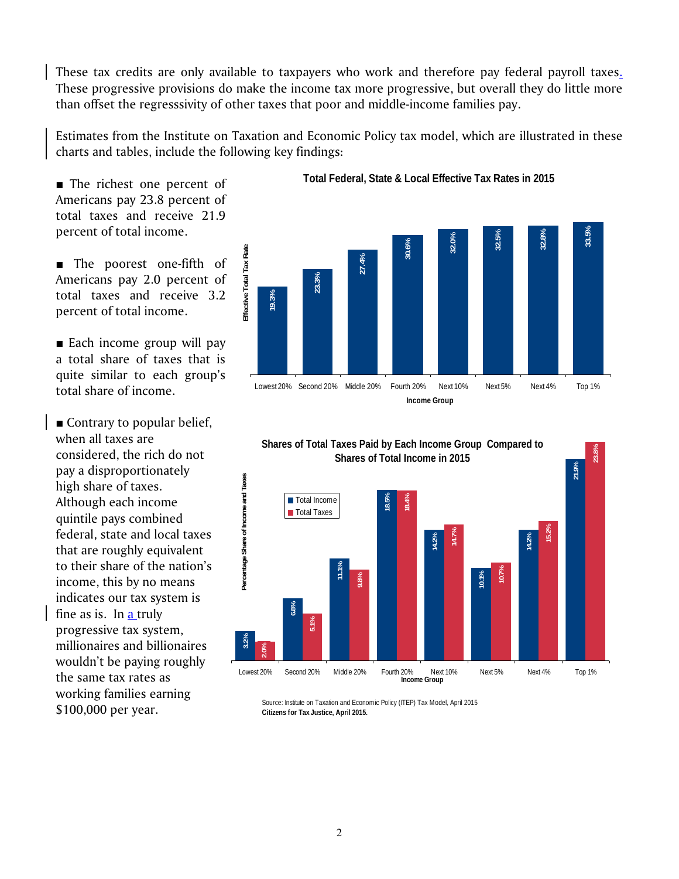These tax credits are only available to taxpayers who work and therefore pay federal payroll taxes. These progressive provisions do make the income tax more progressive, but overall they do little more than offset the regresssivity of other taxes that poor and middle-income families pay.

Estimates from the Institute on Taxation and Economic Policy tax model, which are illustrated in these charts and tables, include the following key findings:

- The richest one percent of Americans pay 23.8 percent of total taxes and receive 21.9 percent of total income.
- The poorest one-fifth of Americans pay 2.0 percent of total taxes and receive 3.2 percent of total income.
- Each income group will pay a total share of taxes that is quite similar to each group's total share of income.
- Contrary to popular belief, when all taxes are considered, the rich do not pay a disproportionately high share of taxes. Although each income quintile pays combined federal, state and local taxes that are roughly equivalent to their share of the nation's income, this by no means indicates our tax system is fine as is. In a truly progressive tax system, millionaires and billionaires wouldn't be paying roughly the same tax rates as working families earning $100,000 per year.

**Total Federal, State & Local Effective Tax Rates in 2015**

Effective Total Tax Rate

19.3%
23.3%
27.4%
30.6%
32.0%
32.5%
32.8%
33.5%

Lowest 20% Second 20% Middle 20% Fourth 20% Next 10% Next 5% Next 4% Top 1%

Income Group

**Shares of Total Taxes Paid by Each Income Group Compared to Shares of Total Income in 2015**

Percentage Share of Income and Taxes

Total Income
Total Taxes

3.2% 2.0%
6.8% 5.1%
11.1% 9.8%
18.5% 18.4%
14.2% 14.7%
10.1% 10.7%
14.2% 15.2%
21.9% 23.8%

Lowest 20% Second 20% Middle 20% Fourth 20% Next 10% Next 5% Next 4% Top 1%

Income Group

Source: Institute on Taxation and Economic Policy (ITEP) Tax Model, April 2015

**Citizens for Tax Justice, April 2015.**